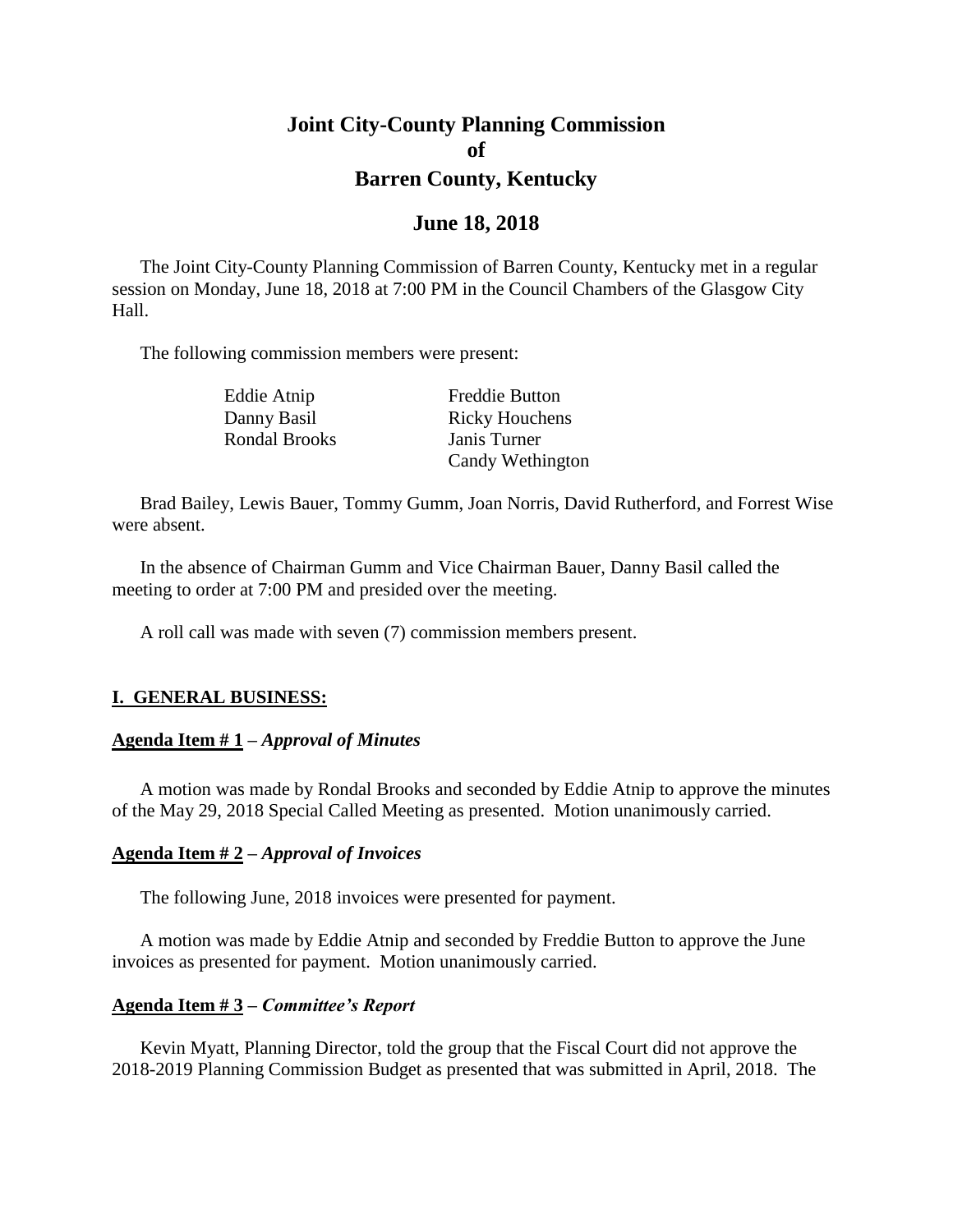# Joint City-County Planning Commission
# of
# Barren County, Kentucky

## June 18, 2018

The Joint City-County Planning Commission of Barren County, Kentucky met in a regular session on Monday, June 18, 2018 at 7:00 PM in the Council Chambers of the Glasgow City Hall.

The following commission members were present:

| | |
|---|---|
| Eddie Atnip | Freddie Button |
| Danny Basil | Ricky Houchens |
| Rondal Brooks | Janis Turner |
| | Candy Wethington |

Brad Bailey, Lewis Bauer, Tommy Gumm, Joan Norris, David Rutherford, and Forrest Wise were absent.

In the absence of Chairman Gumm and Vice Chairman Bauer, Danny Basil called the meeting to order at 7:00 PM and presided over the meeting.

A roll call was made with seven (7) commission members present.

### I. GENERAL BUSINESS:

**Agenda Item # 1** – ***Approval of Minutes***

A motion was made by Rondal Brooks and seconded by Eddie Atnip to approve the minutes of the May 29, 2018 Special Called Meeting as presented. Motion unanimously carried.

**Agenda Item # 2** – ***Approval of Invoices***

The following June, 2018 invoices were presented for payment.

A motion was made by Eddie Atnip and seconded by Freddie Button to approve the June invoices as presented for payment. Motion unanimously carried.

**Agenda Item # 3** – ***Committee's Report***

Kevin Myatt, Planning Director, told the group that the Fiscal Court did not approve the 2018-2019 Planning Commission Budget as presented that was submitted in April, 2018. The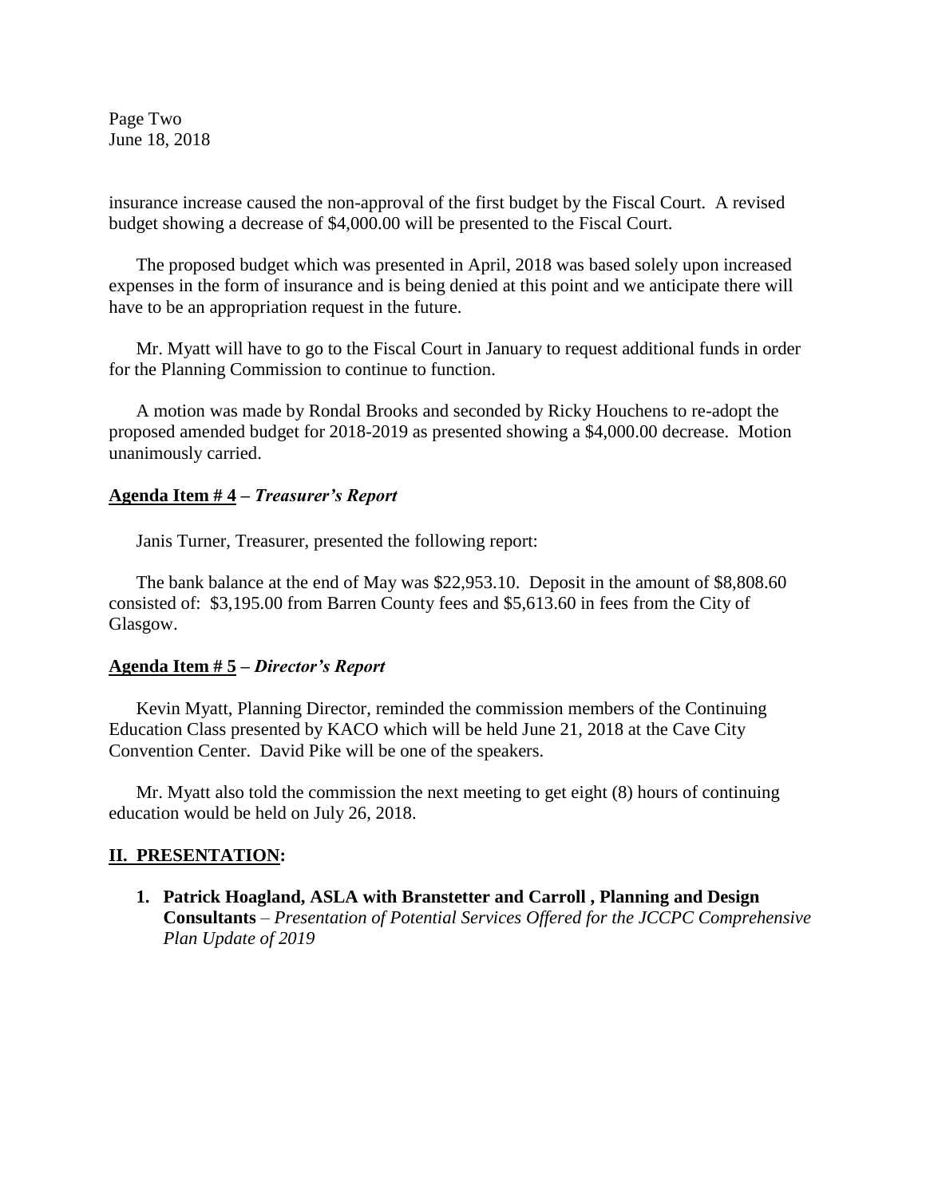insurance increase caused the non-approval of the first budget by the Fiscal Court. A revised budget showing a decrease of $4,000.00 will be presented to the Fiscal Court.

The proposed budget which was presented in April, 2018 was based solely upon increased expenses in the form of insurance and is being denied at this point and we anticipate there will have to be an appropriation request in the future.

Mr. Myatt will have to go to the Fiscal Court in January to request additional funds in order for the Planning Commission to continue to function.

A motion was made by Rondal Brooks and seconded by Ricky Houchens to re-adopt the proposed amended budget for 2018-2019 as presented showing a $4,000.00 decrease. Motion unanimously carried.

**<u>Agenda Item # 4</u> – *Treasurer's Report***

Janis Turner, Treasurer, presented the following report:

The bank balance at the end of May was $22,953.10. Deposit in the amount of $8,808.60 consisted of: $3,195.00 from Barren County fees and $5,613.60 in fees from the City of Glasgow.

**<u>Agenda Item # 5</u> – *Director's Report***

Kevin Myatt, Planning Director, reminded the commission members of the Continuing Education Class presented by KACO which will be held June 21, 2018 at the Cave City Convention Center. David Pike will be one of the speakers.

Mr. Myatt also told the commission the next meeting to get eight (8) hours of continuing education would be held on July 26, 2018.

## <u>II. PRESENTATION</u>:

1. **Patrick Hoagland, ASLA with Branstetter and Carroll , Planning and Design Consultants** – *Presentation of Potential Services Offered for the JCCPC Comprehensive Plan Update of 2019*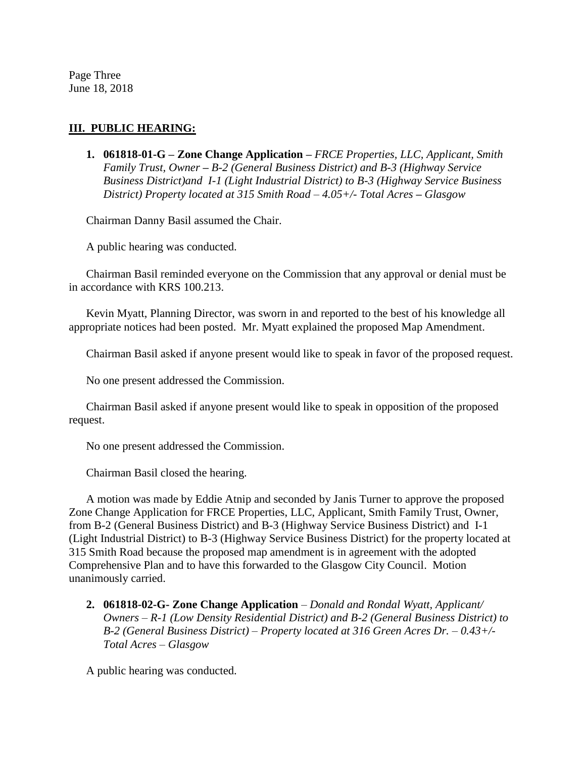## III. PUBLIC HEARING:

1. **061818-01-G – Zone Change Application –** *FRCE Properties, LLC, Applicant, Smith Family Trust, Owner – B-2 (General Business District) and B-3 (Highway Service Business District)and I-1 (Light Industrial District) to B-3 (Highway Service Business District) Property located at 315 Smith Road – 4.05+/- Total Acres – Glasgow*

Chairman Danny Basil assumed the Chair.

A public hearing was conducted.

Chairman Basil reminded everyone on the Commission that any approval or denial must be in accordance with KRS 100.213.

Kevin Myatt, Planning Director, was sworn in and reported to the best of his knowledge all appropriate notices had been posted. Mr. Myatt explained the proposed Map Amendment.

Chairman Basil asked if anyone present would like to speak in favor of the proposed request.

No one present addressed the Commission.

Chairman Basil asked if anyone present would like to speak in opposition of the proposed request.

No one present addressed the Commission.

Chairman Basil closed the hearing.

A motion was made by Eddie Atnip and seconded by Janis Turner to approve the proposed Zone Change Application for FRCE Properties, LLC, Applicant, Smith Family Trust, Owner, from B-2 (General Business District) and B-3 (Highway Service Business District) and I-1 (Light Industrial District) to B-3 (Highway Service Business District) for the property located at 315 Smith Road because the proposed map amendment is in agreement with the adopted Comprehensive Plan and to have this forwarded to the Glasgow City Council. Motion unanimously carried.

2. **061818-02-G- Zone Change Application** – *Donald and Rondal Wyatt, Applicant/ Owners – R-1 (Low Density Residential District) and B-2 (General Business District) to B-2 (General Business District) – Property located at 316 Green Acres Dr. – 0.43+/- Total Acres – Glasgow*

A public hearing was conducted.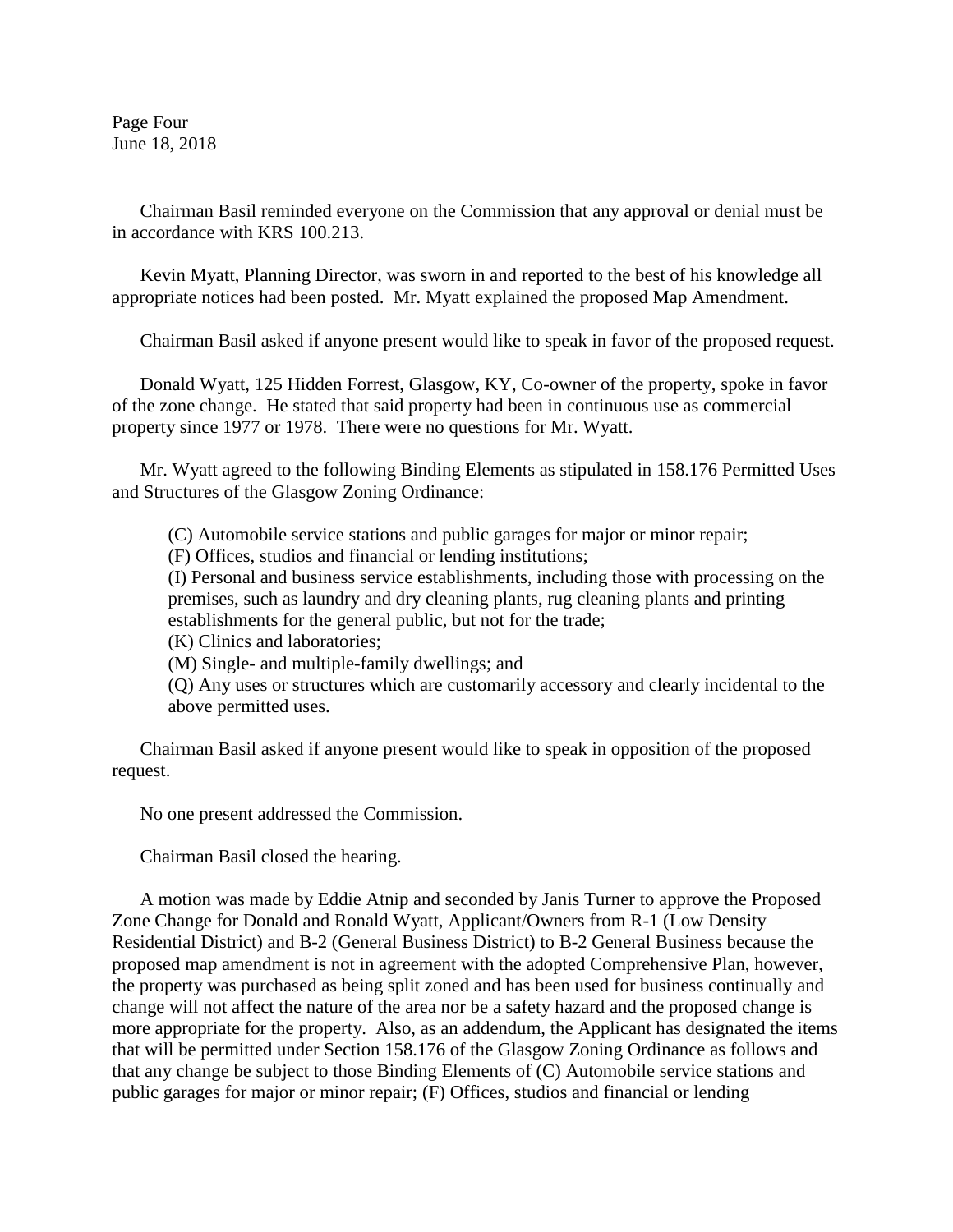Chairman Basil reminded everyone on the Commission that any approval or denial must be in accordance with KRS 100.213.

Kevin Myatt, Planning Director, was sworn in and reported to the best of his knowledge all appropriate notices had been posted. Mr. Myatt explained the proposed Map Amendment.

Chairman Basil asked if anyone present would like to speak in favor of the proposed request.

Donald Wyatt, 125 Hidden Forrest, Glasgow, KY, Co-owner of the property, spoke in favor of the zone change. He stated that said property had been in continuous use as commercial property since 1977 or 1978. There were no questions for Mr. Wyatt.

Mr. Wyatt agreed to the following Binding Elements as stipulated in 158.176 Permitted Uses and Structures of the Glasgow Zoning Ordinance:

> (C) Automobile service stations and public garages for major or minor repair;
> (F) Offices, studios and financial or lending institutions;
> (I) Personal and business service establishments, including those with processing on the premises, such as laundry and dry cleaning plants, rug cleaning plants and printing establishments for the general public, but not for the trade;
> (K) Clinics and laboratories;
> (M) Single- and multiple-family dwellings; and
> (Q) Any uses or structures which are customarily accessory and clearly incidental to the above permitted uses.

Chairman Basil asked if anyone present would like to speak in opposition of the proposed request.

No one present addressed the Commission.

Chairman Basil closed the hearing.

A motion was made by Eddie Atnip and seconded by Janis Turner to approve the Proposed Zone Change for Donald and Ronald Wyatt, Applicant/Owners from R-1 (Low Density Residential District) and B-2 (General Business District) to B-2 General Business because the proposed map amendment is not in agreement with the adopted Comprehensive Plan, however, the property was purchased as being split zoned and has been used for business continually and change will not affect the nature of the area nor be a safety hazard and the proposed change is more appropriate for the property. Also, as an addendum, the Applicant has designated the items that will be permitted under Section 158.176 of the Glasgow Zoning Ordinance as follows and that any change be subject to those Binding Elements of (C) Automobile service stations and public garages for major or minor repair; (F) Offices, studios and financial or lending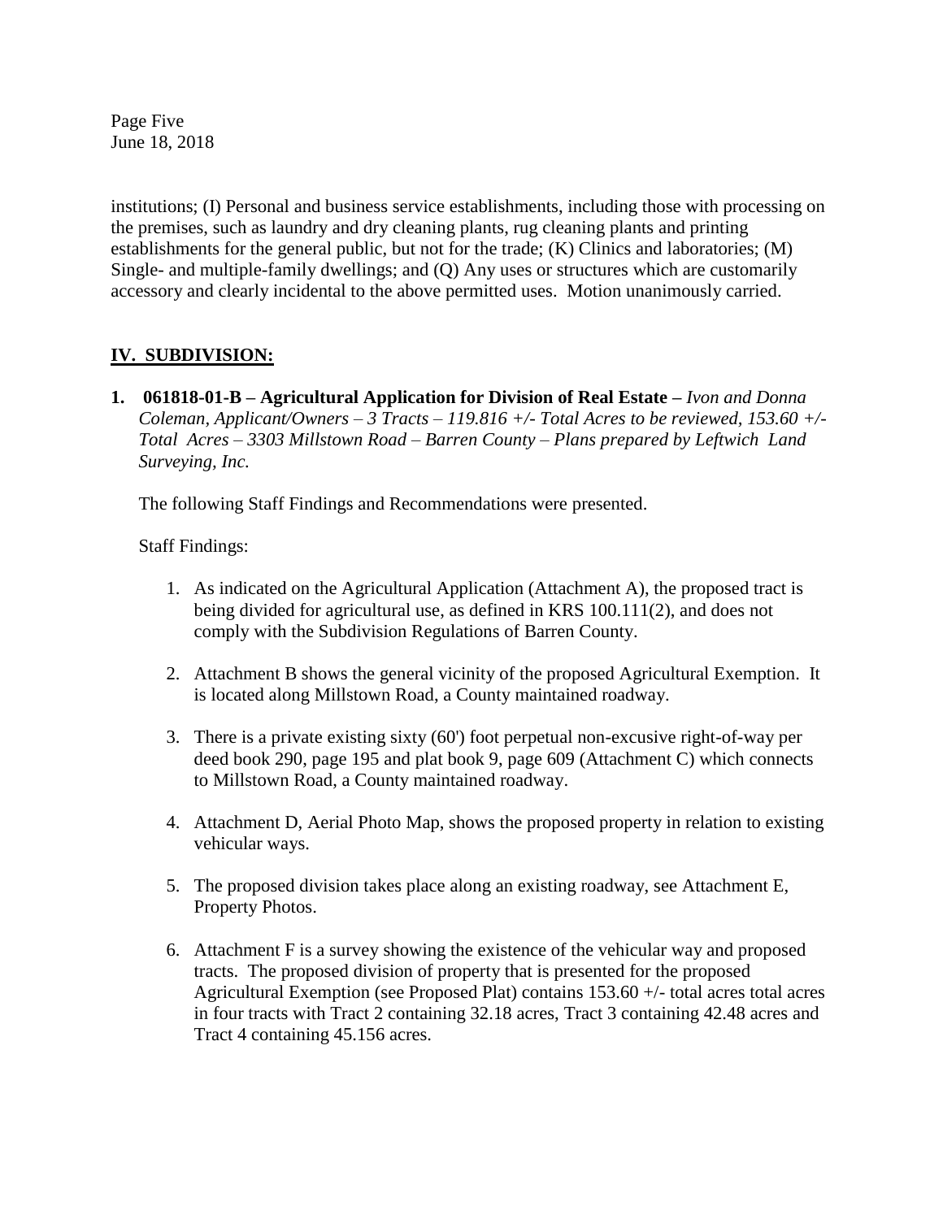institutions; (I) Personal and business service establishments, including those with processing on the premises, such as laundry and dry cleaning plants, rug cleaning plants and printing establishments for the general public, but not for the trade; (K) Clinics and laboratories; (M) Single- and multiple-family dwellings; and (Q) Any uses or structures which are customarily accessory and clearly incidental to the above permitted uses. Motion unanimously carried.

## IV. SUBDIVISION:

**1. 061818-01-B – Agricultural Application for Division of Real Estate –** *Ivon and Donna Coleman, Applicant/Owners – 3 Tracts – 119.816 +/- Total Acres to be reviewed, 153.60 +/- Total Acres – 3303 Millstown Road – Barren County – Plans prepared by Leftwich Land Surveying, Inc.*

The following Staff Findings and Recommendations were presented.

Staff Findings:

1. As indicated on the Agricultural Application (Attachment A), the proposed tract is being divided for agricultural use, as defined in KRS 100.111(2), and does not comply with the Subdivision Regulations of Barren County.

2. Attachment B shows the general vicinity of the proposed Agricultural Exemption. It is located along Millstown Road, a County maintained roadway.

3. There is a private existing sixty (60') foot perpetual non-excusive right-of-way per deed book 290, page 195 and plat book 9, page 609 (Attachment C) which connects to Millstown Road, a County maintained roadway.

4. Attachment D, Aerial Photo Map, shows the proposed property in relation to existing vehicular ways.

5. The proposed division takes place along an existing roadway, see Attachment E, Property Photos.

6. Attachment F is a survey showing the existence of the vehicular way and proposed tracts. The proposed division of property that is presented for the proposed Agricultural Exemption (see Proposed Plat) contains 153.60 +/- total acres total acres in four tracts with Tract 2 containing 32.18 acres, Tract 3 containing 42.48 acres and Tract 4 containing 45.156 acres.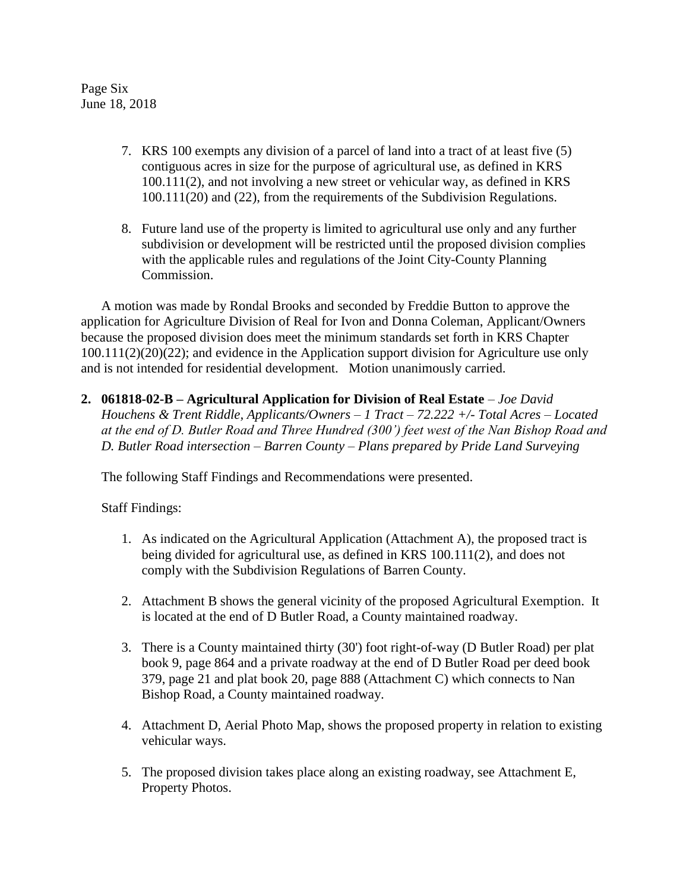7. KRS 100 exempts any division of a parcel of land into a tract of at least five (5) contiguous acres in size for the purpose of agricultural use, as defined in KRS 100.111(2), and not involving a new street or vehicular way, as defined in KRS 100.111(20) and (22), from the requirements of the Subdivision Regulations.

8. Future land use of the property is limited to agricultural use only and any further subdivision or development will be restricted until the proposed division complies with the applicable rules and regulations of the Joint City-County Planning Commission.

A motion was made by Rondal Brooks and seconded by Freddie Button to approve the application for Agriculture Division of Real for Ivon and Donna Coleman, Applicant/Owners because the proposed division does meet the minimum standards set forth in KRS Chapter 100.111(2)(20)(22); and evidence in the Application support division for Agriculture use only and is not intended for residential development. Motion unanimously carried.

**2. 061818-02-B – Agricultural Application for Division of Real Estate** – *Joe David Houchens & Trent Riddle, Applicants/Owners – 1 Tract – 72.222 +/- Total Acres – Located at the end of D. Butler Road and Three Hundred (300') feet west of the Nan Bishop Road and D. Butler Road intersection – Barren County – Plans prepared by Pride Land Surveying*

The following Staff Findings and Recommendations were presented.

Staff Findings:

1. As indicated on the Agricultural Application (Attachment A), the proposed tract is being divided for agricultural use, as defined in KRS 100.111(2), and does not comply with the Subdivision Regulations of Barren County.

2. Attachment B shows the general vicinity of the proposed Agricultural Exemption. It is located at the end of D Butler Road, a County maintained roadway.

3. There is a County maintained thirty (30') foot right-of-way (D Butler Road) per plat book 9, page 864 and a private roadway at the end of D Butler Road per deed book 379, page 21 and plat book 20, page 888 (Attachment C) which connects to Nan Bishop Road, a County maintained roadway.

4. Attachment D, Aerial Photo Map, shows the proposed property in relation to existing vehicular ways.

5. The proposed division takes place along an existing roadway, see Attachment E, Property Photos.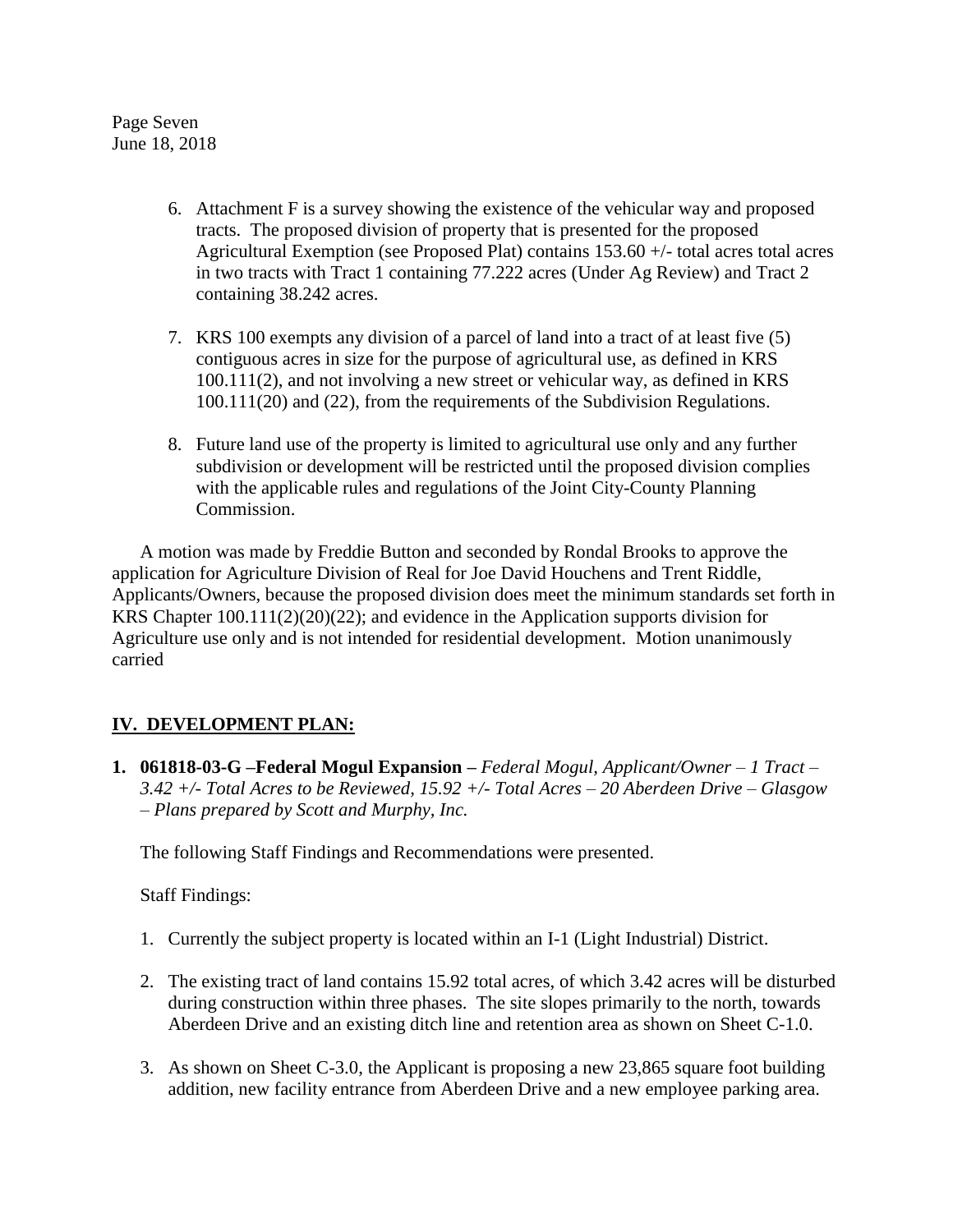6. Attachment F is a survey showing the existence of the vehicular way and proposed tracts. The proposed division of property that is presented for the proposed Agricultural Exemption (see Proposed Plat) contains 153.60 +/- total acres total acres in two tracts with Tract 1 containing 77.222 acres (Under Ag Review) and Tract 2 containing 38.242 acres.

7. KRS 100 exempts any division of a parcel of land into a tract of at least five (5) contiguous acres in size for the purpose of agricultural use, as defined in KRS 100.111(2), and not involving a new street or vehicular way, as defined in KRS 100.111(20) and (22), from the requirements of the Subdivision Regulations.

8. Future land use of the property is limited to agricultural use only and any further subdivision or development will be restricted until the proposed division complies with the applicable rules and regulations of the Joint City-County Planning Commission.

A motion was made by Freddie Button and seconded by Rondal Brooks to approve the application for Agriculture Division of Real for Joe David Houchens and Trent Riddle, Applicants/Owners, because the proposed division does meet the minimum standards set forth in KRS Chapter 100.111(2)(20)(22); and evidence in the Application supports division for Agriculture use only and is not intended for residential development. Motion unanimously carried

## IV. DEVELOPMENT PLAN:

**1. 061818-03-G –Federal Mogul Expansion –** *Federal Mogul, Applicant/Owner – 1 Tract – 3.42 +/- Total Acres to be Reviewed, 15.92 +/- Total Acres – 20 Aberdeen Drive – Glasgow – Plans prepared by Scott and Murphy, Inc.*

The following Staff Findings and Recommendations were presented.

Staff Findings:

1. Currently the subject property is located within an I-1 (Light Industrial) District.

2. The existing tract of land contains 15.92 total acres, of which 3.42 acres will be disturbed during construction within three phases. The site slopes primarily to the north, towards Aberdeen Drive and an existing ditch line and retention area as shown on Sheet C-1.0.

3. As shown on Sheet C-3.0, the Applicant is proposing a new 23,865 square foot building addition, new facility entrance from Aberdeen Drive and a new employee parking area.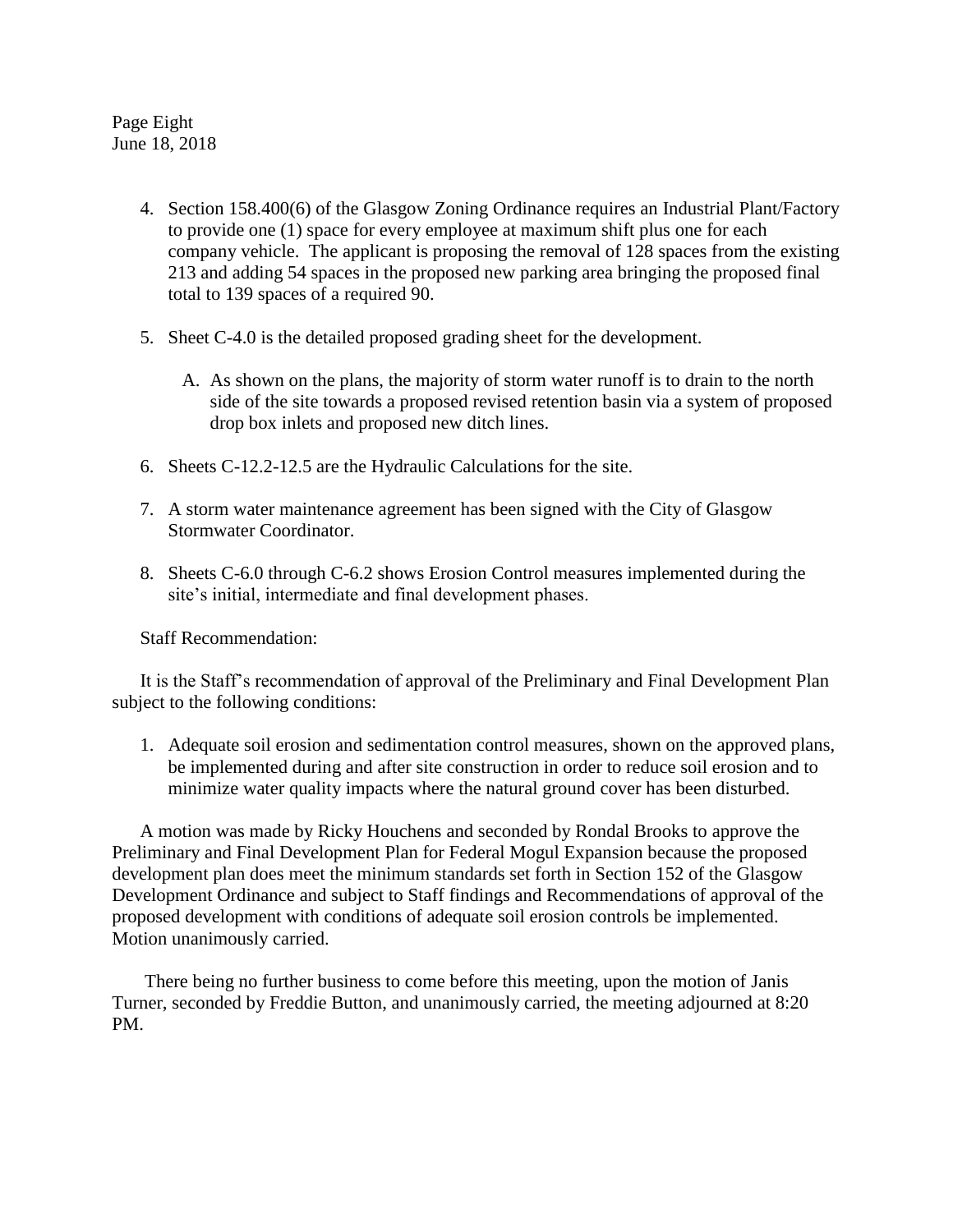4. Section 158.400(6) of the Glasgow Zoning Ordinance requires an Industrial Plant/Factory to provide one (1) space for every employee at maximum shift plus one for each company vehicle. The applicant is proposing the removal of 128 spaces from the existing 213 and adding 54 spaces in the proposed new parking area bringing the proposed final total to 139 spaces of a required 90.

5. Sheet C-4.0 is the detailed proposed grading sheet for the development.

   A. As shown on the plans, the majority of storm water runoff is to drain to the north side of the site towards a proposed revised retention basin via a system of proposed drop box inlets and proposed new ditch lines.

6. Sheets C-12.2-12.5 are the Hydraulic Calculations for the site.

7. A storm water maintenance agreement has been signed with the City of Glasgow Stormwater Coordinator.

8. Sheets C-6.0 through C-6.2 shows Erosion Control measures implemented during the site's initial, intermediate and final development phases.

Staff Recommendation:

It is the Staff's recommendation of approval of the Preliminary and Final Development Plan subject to the following conditions:

1. Adequate soil erosion and sedimentation control measures, shown on the approved plans, be implemented during and after site construction in order to reduce soil erosion and to minimize water quality impacts where the natural ground cover has been disturbed.

A motion was made by Ricky Houchens and seconded by Rondal Brooks to approve the Preliminary and Final Development Plan for Federal Mogul Expansion because the proposed development plan does meet the minimum standards set forth in Section 152 of the Glasgow Development Ordinance and subject to Staff findings and Recommendations of approval of the proposed development with conditions of adequate soil erosion controls be implemented. Motion unanimously carried.

There being no further business to come before this meeting, upon the motion of Janis Turner, seconded by Freddie Button, and unanimously carried, the meeting adjourned at 8:20 PM.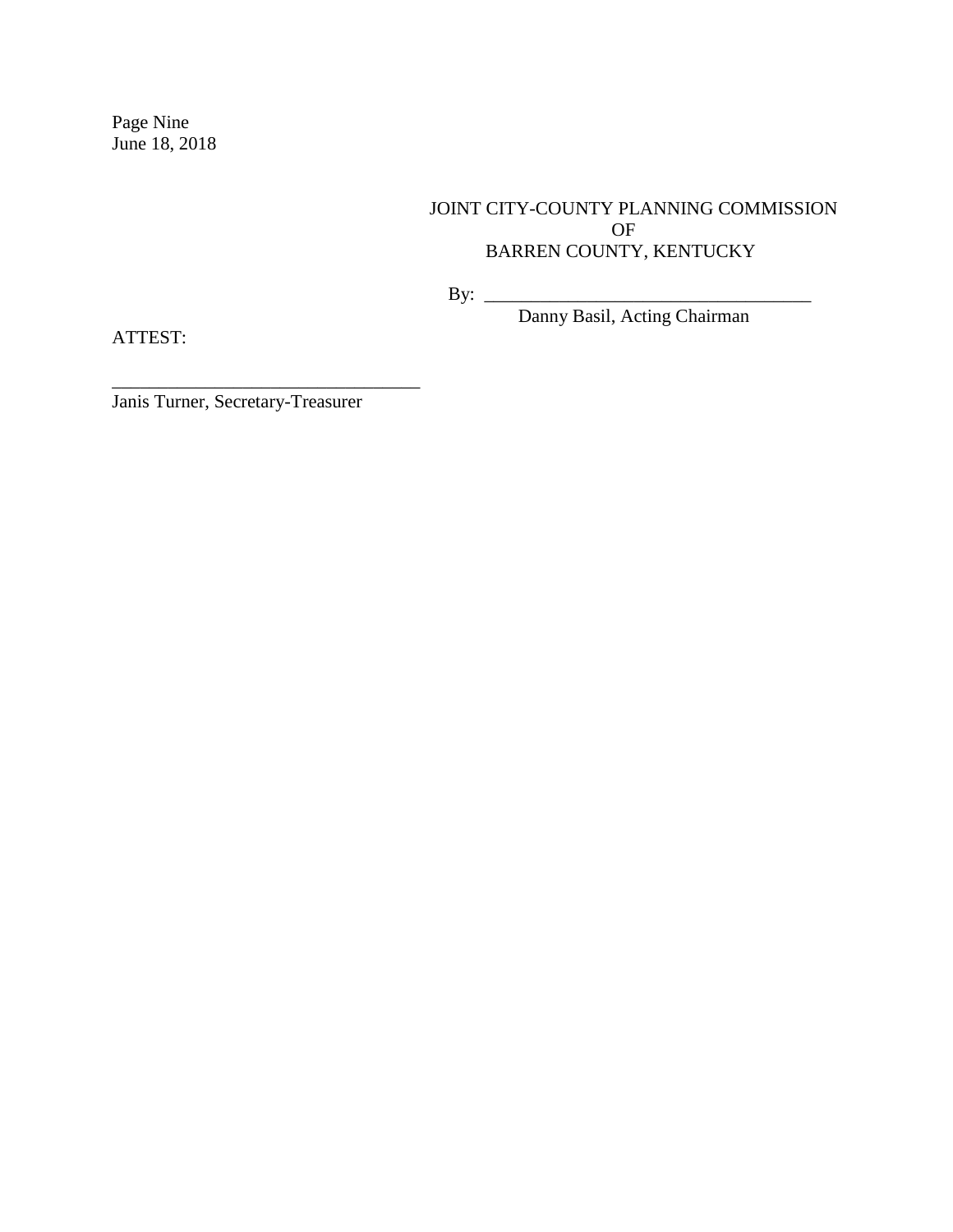Page Nine
June 18, 2018

JOINT CITY-COUNTY PLANNING COMMISSION
OF
BARREN COUNTY, KENTUCKY

By: ___________________________________
Danny Basil, Acting Chairman

ATTEST:

_________________________________
Janis Turner, Secretary-Treasurer